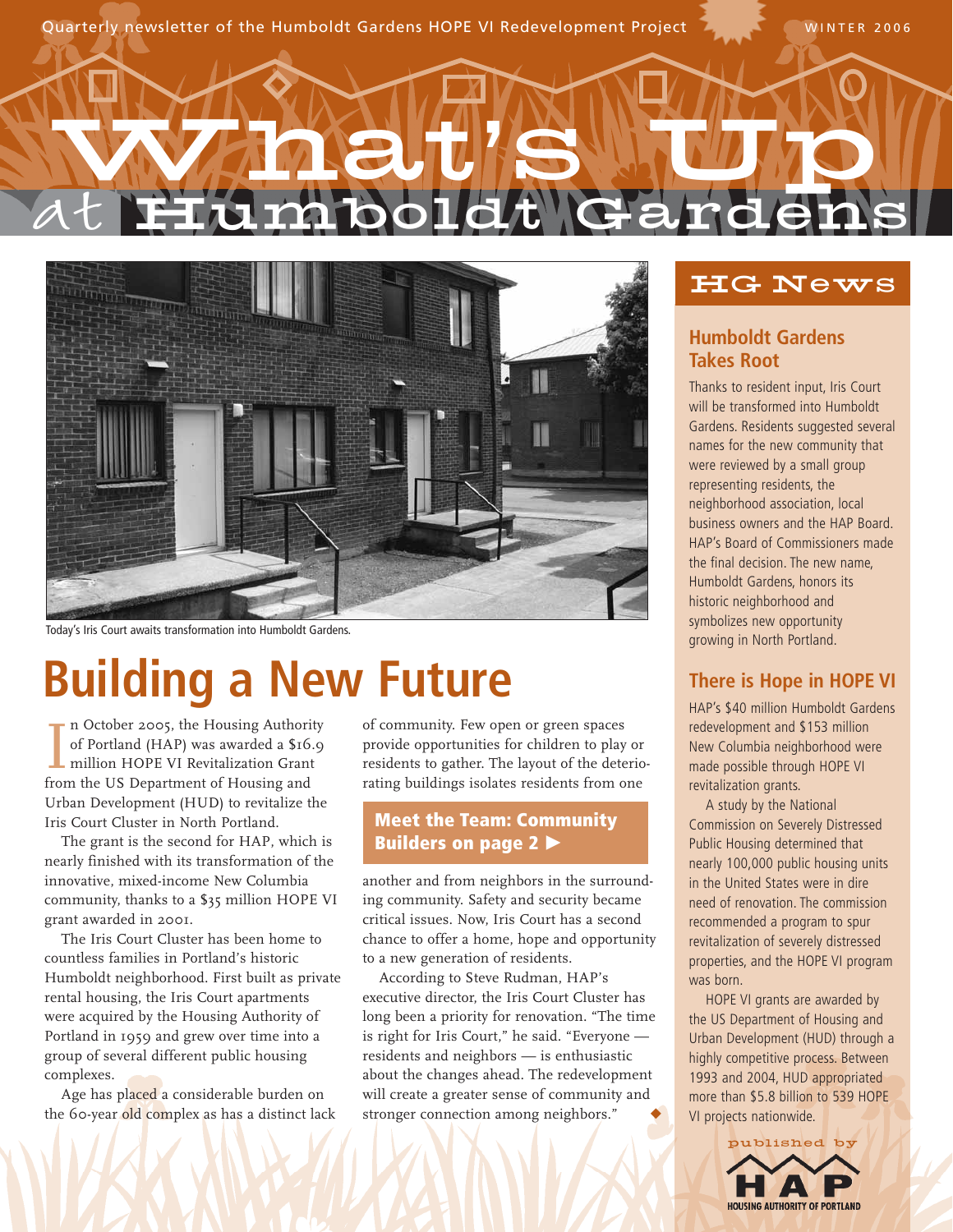Quarterly newsletter of the Humboldt Gardens HOPE VI Redevelopment Project

WINTER 2006

# What's Up at Humboldt Gardens

Today's Iris Court awaits transformation into Humboldt Gardens.

## Building a New Future

In October 2005, the Housing Authority of Portland (HAP) was awarded a $16.9 million HOPE VI Revitalization Grant from the US Department of Housing and Urban Development (HUD) to revitalize the Iris Court Cluster in North Portland.

The grant is the second for HAP, which is nearly finished with its transformation of the innovative, mixed-income New Columbia community, thanks to a $35 million HOPE VI grant awarded in 2001.

The Iris Court Cluster has been home to countless families in Portland's historic Humboldt neighborhood. First built as private rental housing, the Iris Court apartments were acquired by the Housing Authority of Portland in 1959 and grew over time into a group of several different public housing complexes.

Age has placed a considerable burden on the 60-year old complex as has a distinct lack of community. Few open or green spaces provide opportunities for children to play or residents to gather. The layout of the deteriorating buildings isolates residents from one another and from neighbors in the surrounding community. Safety and security became critical issues. Now, Iris Court has a second chance to offer a home, hope and opportunity to a new generation of residents.

According to Steve Rudman, HAP's executive director, the Iris Court Cluster has long been a priority for renovation. "The time is right for Iris Court," he said. "Everyone — residents and neighbors — is enthusiastic about the changes ahead. The redevelopment will create a greater sense of community and stronger connection among neighbors."

**Meet the Team: Community Builders on page 2 ▶**

## HG News

### Humboldt Gardens Takes Root

Thanks to resident input, Iris Court will be transformed into Humboldt Gardens. Residents suggested several names for the new community that were reviewed by a small group representing residents, the neighborhood association, local business owners and the HAP Board. HAP's Board of Commissioners made the final decision. The new name, Humboldt Gardens, honors its historic neighborhood and symbolizes new opportunity growing in North Portland.

### There is Hope in HOPE VI

HAP's $40 million Humboldt Gardens redevelopment and $153 million New Columbia neighborhood were made possible through HOPE VI revitalization grants.

A study by the National Commission on Severely Distressed Public Housing determined that nearly 100,000 public housing units in the United States were in dire need of renovation. The commission recommended a program to spur revitalization of severely distressed properties, and the HOPE VI program was born.

HOPE VI grants are awarded by the US Department of Housing and Urban Development (HUD) through a highly competitive process. Between 1993 and 2004, HUD appropriated more than $5.8 billion to 539 HOPE VI projects nationwide.

published by HAP HOUSING AUTHORITY OF PORTLAND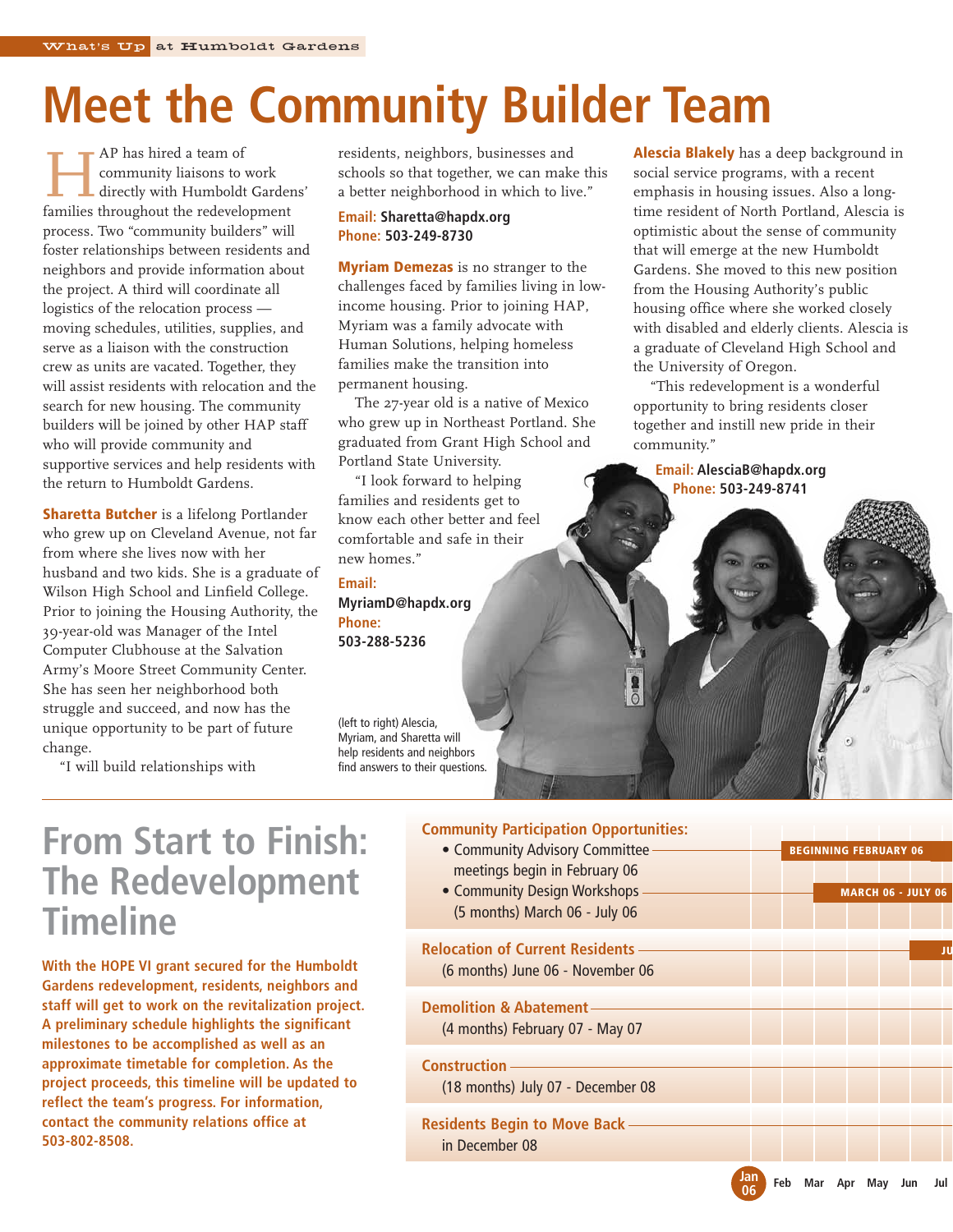# Meet the Community Builder Team

HAP has hired a team of community liaisons to work directly with Humboldt Gardens' families throughout the redevelopment process. Two "community builders" will foster relationships between residents and neighbors and provide information about the project. A third will coordinate all logistics of the relocation process — moving schedules, utilities, supplies, and serve as a liaison with the construction crew as units are vacated. Together, they will assist residents with relocation and the search for new housing. The community builders will be joined by other HAP staff who will provide community and supportive services and help residents with the return to Humboldt Gardens.

**Sharetta Butcher** is a lifelong Portlander who grew up on Cleveland Avenue, not far from where she lives now with her husband and two kids. She is a graduate of Wilson High School and Linfield College. Prior to joining the Housing Authority, the 39-year-old was Manager of the Intel Computer Clubhouse at the Salvation Army's Moore Street Community Center. She has seen her neighborhood both struggle and succeed, and now has the unique opportunity to be part of future change.

"I will build relationships with residents, neighbors, businesses and schools so that together, we can make this a better neighborhood in which to live."

**Email:** Sharetta@hapdx.org
**Phone:** 503-249-8730

**Myriam Demezas** is no stranger to the challenges faced by families living in low-income housing. Prior to joining HAP, Myriam was a family advocate with Human Solutions, helping homeless families make the transition into permanent housing.

The 27-year old is a native of Mexico who grew up in Northeast Portland. She graduated from Grant High School and Portland State University.

"I look forward to helping families and residents get to know each other better and feel comfortable and safe in their new homes."

**Email:** MyriamD@hapdx.org
**Phone:** 503-288-5236

**Alescia Blakely** has a deep background in social service programs, with a recent emphasis in housing issues. Also a long-time resident of North Portland, Alescia is optimistic about the sense of community that will emerge at the new Humboldt Gardens. She moved to this new position from the Housing Authority's public housing office where she worked closely with disabled and elderly clients. Alescia is a graduate of Cleveland High School and the University of Oregon.

"This redevelopment is a wonderful opportunity to bring residents closer together and instill new pride in their community."

**Email:** AlesciaB@hapdx.org
**Phone:** 503-249-8741

(left to right) Alescia, Myriam, and Sharetta will help residents and neighbors find answers to their questions.

## From Start to Finish: The Redevelopment Timeline

**With the HOPE VI grant secured for the Humboldt Gardens redevelopment, residents, neighbors and staff will get to work on the revitalization project. A preliminary schedule highlights the significant milestones to be accomplished as well as an approximate timetable for completion. As the project proceeds, this timeline will be updated to reflect the team's progress. For information, contact the community relations office at 503-802-8508.**

**Community Participation Opportunities:**
- Community Advisory Committee meetings begin in February 06 — BEGINNING FEBRUARY 06
- Community Design Workshops (5 months) March 06 - July 06 — MARCH 06 - JULY 06

**Relocation of Current Residents**
(6 months) June 06 - November 06

**Demolition & Abatement**
(4 months) February 07 - May 07

**Construction**
(18 months) July 07 - December 08

**Residents Begin to Move Back**
in December 08

Jan 06 | Feb | Mar | Apr | May | Jun | Jul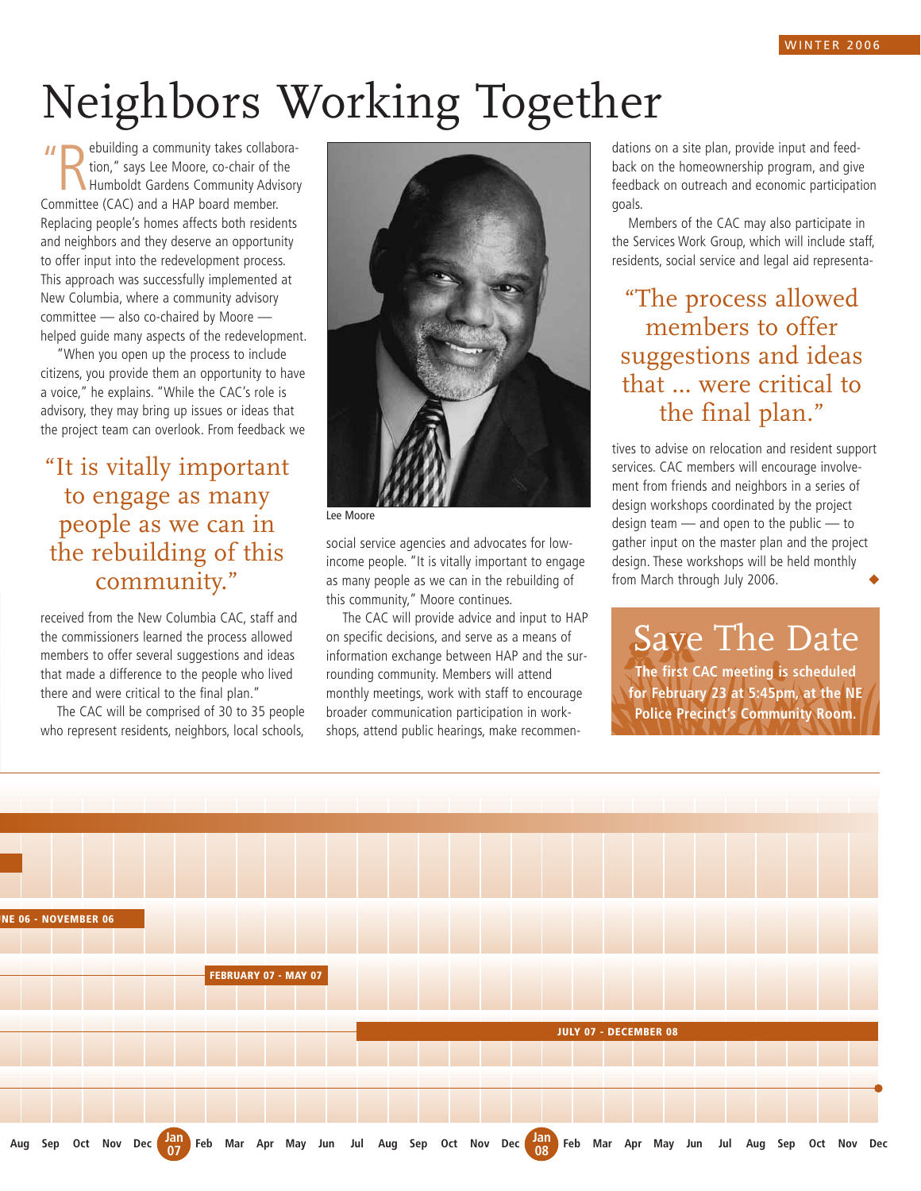# Neighbors Working Together

"Rebuilding a community takes collaboration," says Lee Moore, co-chair of the Humboldt Gardens Community Advisory Committee (CAC) and a HAP board member. Replacing people's homes affects both residents and neighbors and they deserve an opportunity to offer input into the redevelopment process. This approach was successfully implemented at New Columbia, where a community advisory committee — also co-chaired by Moore — helped guide many aspects of the redevelopment.

"When you open up the process to include citizens, you provide them an opportunity to have a voice," he explains. "While the CAC's role is advisory, they may bring up issues or ideas that the project team can overlook. From feedback we received from the New Columbia CAC, staff and the commissioners learned the process allowed members to offer several suggestions and ideas that made a difference to the people who lived there and were critical to the final plan."

> "It is vitally important to engage as many people as we can in the rebuilding of this community."

The CAC will be comprised of 30 to 35 people who represent residents, neighbors, local schools, social service agencies and advocates for low-income people. "It is vitally important to engage as many people as we can in the rebuilding of this community," Moore continues.

Lee Moore

The CAC will provide advice and input to HAP on specific decisions, and serve as a means of information exchange between HAP and the surrounding community. Members will attend monthly meetings, work with staff to encourage broader communication participation in workshops, attend public hearings, make recommendations on a site plan, provide input and feedback on the homeownership program, and give feedback on outreach and economic participation goals.

Members of the CAC may also participate in the Services Work Group, which will include staff, residents, social service and legal aid representatives to advise on relocation and resident support services. CAC members will encourage involvement from friends and neighbors in a series of design workshops coordinated by the project design team — and open to the public — to gather input on the master plan and the project design. These workshops will be held monthly from March through July 2006.

> "The process allowed members to offer suggestions and ideas that ... were critical to the final plan."

## Save The Date

**The first CAC meeting is scheduled for February 23 at 5:45pm, at the NE Police Precinct's Community Room.**

NE 06 - NOVEMBER 06

FEBRUARY 07 - MAY 07

JULY 07 - DECEMBER 08

Aug Sep Oct Nov Dec Jan 07 Feb Mar Apr May Jun Jul Aug Sep Oct Nov Dec Jan 08 Feb Mar Apr May Jun Jul Aug Sep Oct Nov Dec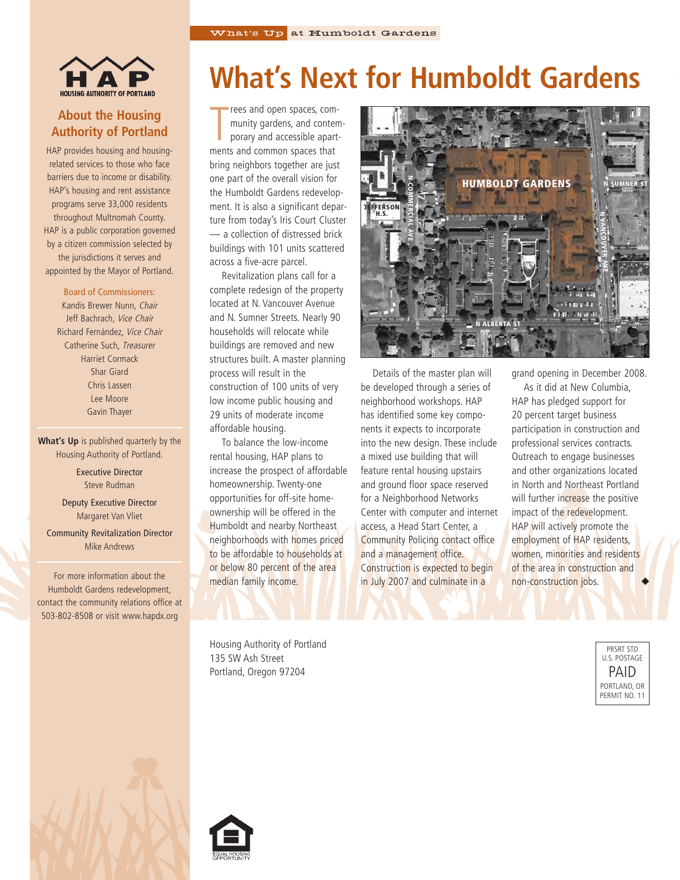## About the Housing Authority of Portland

HAP provides housing and housing-related services to those who face barriers due to income or disability. HAP's housing and rent assistance programs serve 33,000 residents throughout Multnomah County. HAP is a public corporation governed by a citizen commission selected by the jurisdictions it serves and appointed by the Mayor of Portland.

Board of Commissioners:
Kandis Brewer Nunn, *Chair*
Jeff Bachrach, *Vice Chair*
Richard Fernández, *Vice Chair*
Catherine Such, *Treasurer*
Harriet Cormack
Shar Giard
Chris Lassen
Lee Moore
Gavin Thayer

**What's Up** is published quarterly by the Housing Authority of Portland.

Executive Director
Steve Rudman

Deputy Executive Director
Margaret Van Vliet

Community Revitalization Director
Mike Andrews

For more information about the Humboldt Gardens redevelopment, contact the community relations office at 503-802-8508 or visit www.hapdx.org

# What's Next for Humboldt Gardens

Trees and open spaces, community gardens, and contemporary and accessible apartments and common spaces that bring neighbors together are just one part of the overall vision for the Humboldt Gardens redevelopment. It is also a significant departure from today's Iris Court Cluster — a collection of distressed brick buildings with 101 units scattered across a five-acre parcel.

Revitalization plans call for a complete redesign of the property located at N. Vancouver Avenue and N. Sumner Streets. Nearly 90 households will relocate while buildings are removed and new structures built. A master planning process will result in the construction of 100 units of very low income public housing and 29 units of moderate income affordable housing.

To balance the low-income rental housing, HAP plans to increase the prospect of affordable homeownership. Twenty-one opportunities for off-site homeownership will be offered in the Humboldt and nearby Northeast neighborhoods with homes priced to be affordable to households at or below 80 percent of the area median family income.

HUMBOLDT GARDENS
JEFFERSON H.S.
N COMMERCIAL AVE
N SUMNER ST
N VANCOUVER AVE
N ALBERTA ST

Details of the master plan will be developed through a series of neighborhood workshops. HAP has identified some key components it expects to incorporate into the new design. These include a mixed use building that will feature rental housing upstairs and ground floor space reserved for a Neighborhood Networks Center with computer and internet access, a Head Start Center, a Community Policing contact office and a management office. Construction is expected to begin in July 2007 and culminate in a grand opening in December 2008.

As it did at New Columbia, HAP has pledged support for 20 percent target business participation in construction and professional services contracts. Outreach to engage businesses and other organizations located in North and Northeast Portland will further increase the positive impact of the redevelopment. HAP will actively promote the employment of HAP residents, women, minorities and residents of the area in construction and non-construction jobs.

Housing Authority of Portland
135 SW Ash Street
Portland, Oregon 97204

PRSRT STD
U.S. POSTAGE
PAID
PORTLAND, OR
PERMIT NO. 11

EQUAL HOUSING OPPORTUNITY